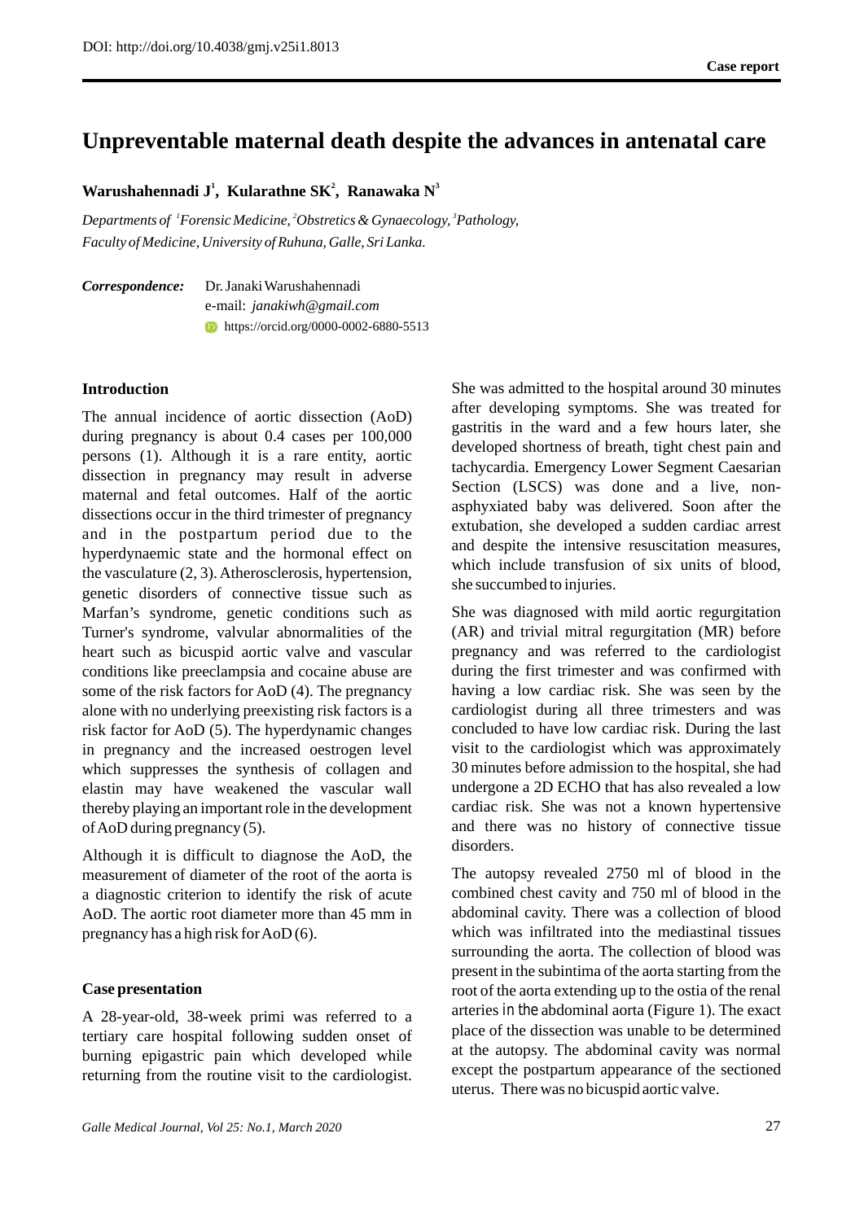DOI: http://doi.org/10.4038/gmj.v25i1.8013

**Case report**

# Unpreventable maternal death despite the advances in antenatal care

**Warushahennadi J[1], Kularathne SK[2], Ranawaka N[3]**

*Departments of [1]Forensic Medicine, [2]Obstretics & Gynaecology, [3]Pathology, Faculty of Medicine, University of Ruhuna, Galle, Sri Lanka.*

***Correspondence:*** Dr. Janaki Warushahennadi
e-mail: *janakiwh@gmail.com*
https://orcid.org/0000-0002-6880-5513

## Introduction

The annual incidence of aortic dissection (AoD) during pregnancy is about 0.4 cases per 100,000 persons (1). Although it is a rare entity, aortic dissection in pregnancy may result in adverse maternal and fetal outcomes. Half of the aortic dissections occur in the third trimester of pregnancy and in the postpartum period due to the hyperdynaemic state and the hormonal effect on the vasculature (2, 3). Atherosclerosis, hypertension, genetic disorders of connective tissue such as Marfan's syndrome, genetic conditions such as Turner's syndrome, valvular abnormalities of the heart such as bicuspid aortic valve and vascular conditions like preeclampsia and cocaine abuse are some of the risk factors for AoD (4). The pregnancy alone with no underlying preexisting risk factors is a risk factor for AoD (5). The hyperdynamic changes in pregnancy and the increased oestrogen level which suppresses the synthesis of collagen and elastin may have weakened the vascular wall thereby playing an important role in the development of AoD during pregnancy (5).

Although it is difficult to diagnose the AoD, the measurement of diameter of the root of the aorta is a diagnostic criterion to identify the risk of acute AoD. The aortic root diameter more than 45 mm in pregnancy has a high risk for AoD (6).

## Case presentation

A 28-year-old, 38-week primi was referred to a tertiary care hospital following sudden onset of burning epigastric pain which developed while returning from the routine visit to the cardiologist. She was admitted to the hospital around 30 minutes after developing symptoms. She was treated for gastritis in the ward and a few hours later, she developed shortness of breath, tight chest pain and tachycardia. Emergency Lower Segment Caesarian Section (LSCS) was done and a live, non-asphyxiated baby was delivered. Soon after the extubation, she developed a sudden cardiac arrest and despite the intensive resuscitation measures, which include transfusion of six units of blood, she succumbed to injuries.

She was diagnosed with mild aortic regurgitation (AR) and trivial mitral regurgitation (MR) before pregnancy and was referred to the cardiologist during the first trimester and was confirmed with having a low cardiac risk. She was seen by the cardiologist during all three trimesters and was concluded to have low cardiac risk. During the last visit to the cardiologist which was approximately 30 minutes before admission to the hospital, she had undergone a 2D ECHO that has also revealed a low cardiac risk. She was not a known hypertensive and there was no history of connective tissue disorders.

The autopsy revealed 2750 ml of blood in the combined chest cavity and 750 ml of blood in the abdominal cavity. There was a collection of blood which was infiltrated into the mediastinal tissues surrounding the aorta. The collection of blood was present in the subintima of the aorta starting from the root of the aorta extending up to the ostia of the renal arteries in the abdominal aorta (Figure 1). The exact place of the dissection was unable to be determined at the autopsy. The abdominal cavity was normal except the postpartum appearance of the sectioned uterus. There was no bicuspid aortic valve.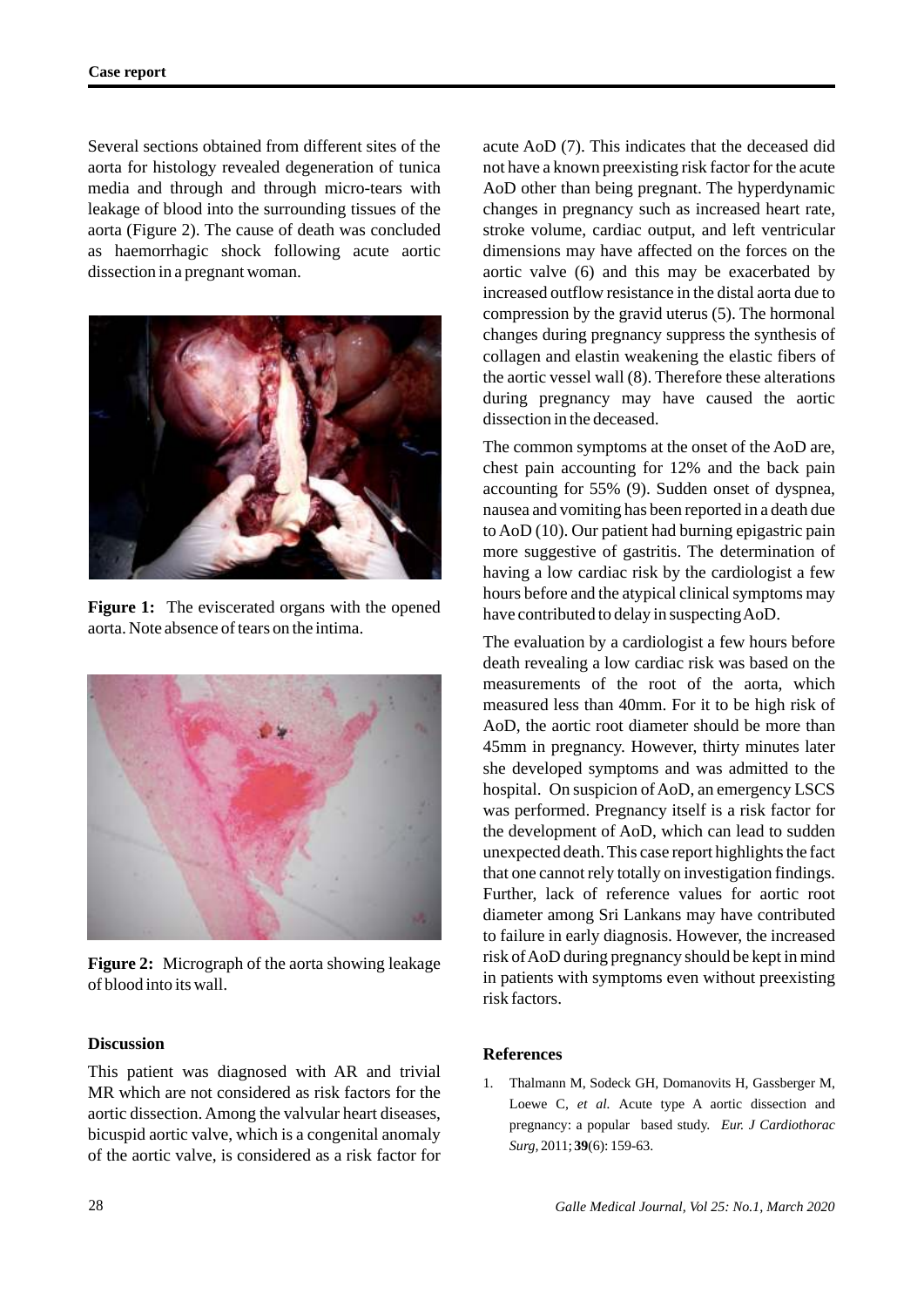Several sections obtained from different sites of the aorta for histology revealed degeneration of tunica media and through and through micro-tears with leakage of blood into the surrounding tissues of the aorta (Figure 2). The cause of death was concluded as haemorrhagic shock following acute aortic dissection in a pregnant woman.

**Figure 1:** The eviscerated organs with the opened aorta. Note absence of tears on the intima.

**Figure 2:** Micrograph of the aorta showing leakage of blood into its wall.

## Discussion

This patient was diagnosed with AR and trivial MR which are not considered as risk factors for the aortic dissection. Among the valvular heart diseases, bicuspid aortic valve, which is a congenital anomaly of the aortic valve, is considered as a risk factor for acute AoD (7). This indicates that the deceased did not have a known preexisting risk factor for the acute AoD other than being pregnant. The hyperdynamic changes in pregnancy such as increased heart rate, stroke volume, cardiac output, and left ventricular dimensions may have affected on the forces on the aortic valve (6) and this may be exacerbated by increased outflow resistance in the distal aorta due to compression by the gravid uterus (5). The hormonal changes during pregnancy suppress the synthesis of collagen and elastin weakening the elastic fibers of the aortic vessel wall (8). Therefore these alterations during pregnancy may have caused the aortic dissection in the deceased.

The common symptoms at the onset of the AoD are, chest pain accounting for 12% and the back pain accounting for 55% (9). Sudden onset of dyspnea, nausea and vomiting has been reported in a death due to AoD (10). Our patient had burning epigastric pain more suggestive of gastritis. The determination of having a low cardiac risk by the cardiologist a few hours before and the atypical clinical symptoms may have contributed to delay in suspecting AoD.

The evaluation by a cardiologist a few hours before death revealing a low cardiac risk was based on the measurements of the root of the aorta, which measured less than 40mm. For it to be high risk of AoD, the aortic root diameter should be more than 45mm in pregnancy. However, thirty minutes later she developed symptoms and was admitted to the hospital. On suspicion of AoD, an emergency LSCS was performed. Pregnancy itself is a risk factor for the development of AoD, which can lead to sudden unexpected death. This case report highlights the fact that one cannot rely totally on investigation findings. Further, lack of reference values for aortic root diameter among Sri Lankans may have contributed to failure in early diagnosis. However, the increased risk of AoD during pregnancy should be kept in mind in patients with symptoms even without preexisting risk factors.

## References

1. Thalmann M, Sodeck GH, Domanovits H, Gassberger M, Loewe C, *et al.* Acute type A aortic dissection and pregnancy: a popular based study. *Eur. J Cardiothorac Surg*, 2011; **39**(6): 159-63.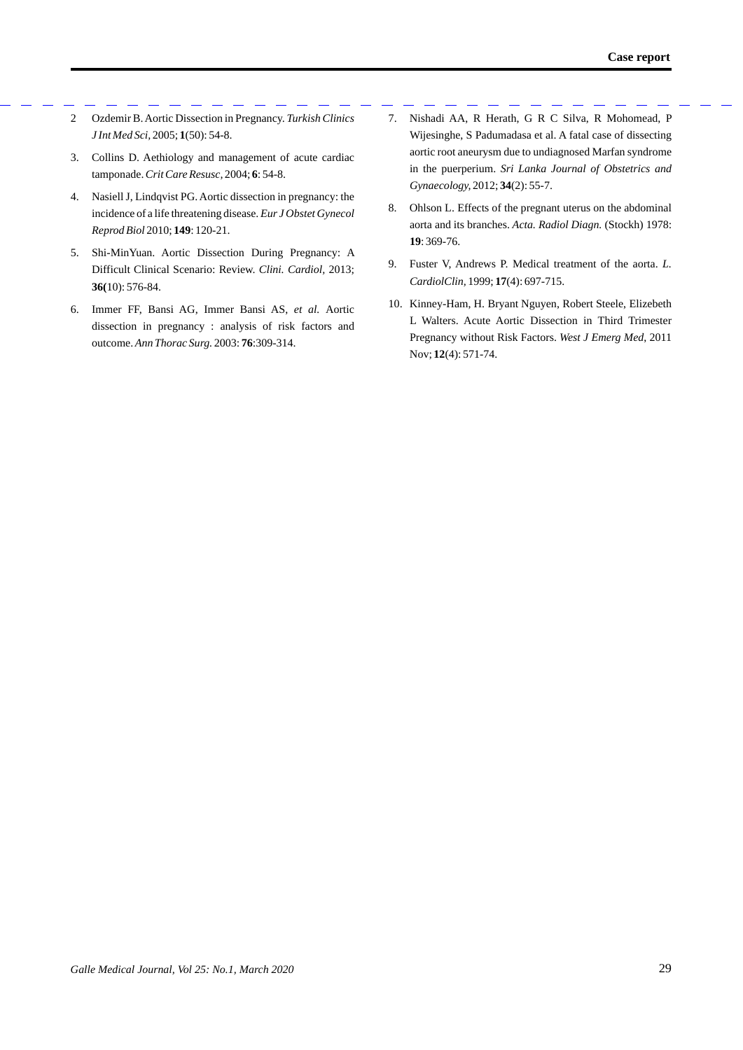2 Ozdemir B. Aortic Dissection in Pregnancy. *Turkish Clinics J Int Med Sci*, 2005; **1**(50): 54-8.

3. Collins D. Aethiology and management of acute cardiac tamponade. *Crit Care Resusc*, 2004; **6**: 54-8.

4. Nasiell J, Lindqvist PG. Aortic dissection in pregnancy: the incidence of a life threatening disease. *Eur J Obstet Gynecol Reprod Biol* 2010; **149**: 120-21.

5. Shi-MinYuan. Aortic Dissection During Pregnancy: A Difficult Clinical Scenario: Review. *Clini. Cardiol*, 2013; **36(**10): 576-84.

6. Immer FF, Bansi AG, Immer Bansi AS, *et al.* Aortic dissection in pregnancy : analysis of risk factors and outcome. *Ann Thorac Surg.* 2003: **76**:309-314.

7. Nishadi AA, R Herath, G R C Silva, R Mohomead, P Wijesinghe, S Padumadasa et al. A fatal case of dissecting aortic root aneurysm due to undiagnosed Marfan syndrome in the puerperium. *Sri Lanka Journal of Obstetrics and Gynaecology*, 2012; **34**(2): 55-7.

8. Ohlson L. Effects of the pregnant uterus on the abdominal aorta and its branches. *Acta. Radiol Diagn.* (Stockh) 1978: **19**: 369-76.

9. Fuster V, Andrews P. Medical treatment of the aorta. *L. CardiolClin*, 1999; **17**(4): 697-715.

10. Kinney-Ham, H. Bryant Nguyen, Robert Steele, Elizebeth L Walters. Acute Aortic Dissection in Third Trimester Pregnancy without Risk Factors. *West J Emerg Med*, 2011 Nov; **12**(4): 571-74.